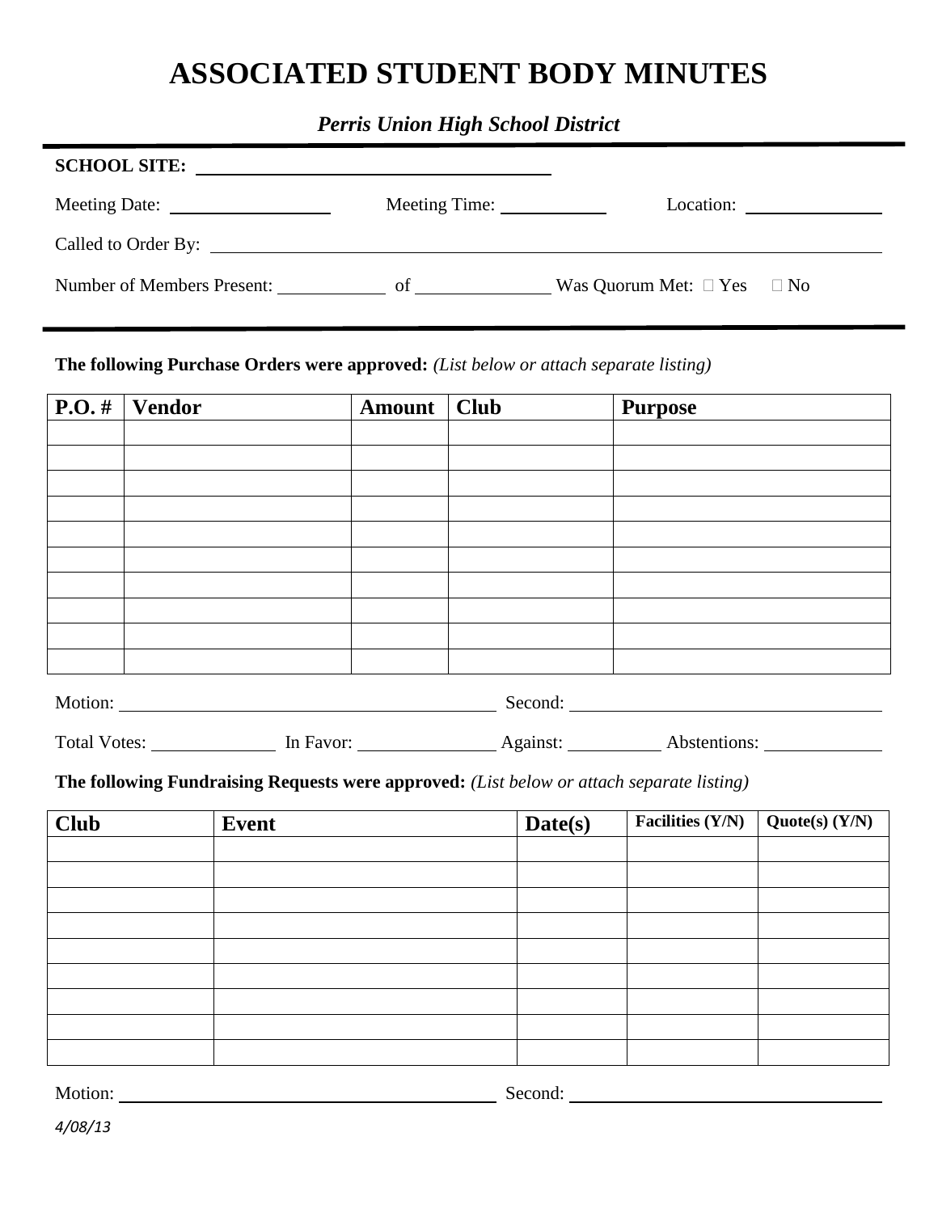# ASSOCIATED STUDENT BODY MINUTES

***Perris Union High School District***

**SCHOOL SITE:** ______________________________

Meeting Date: ______________ Meeting Time: __________ Location: ____________

Called to Order By: ____________________________________________

Number of Members Present: __________ of ____________ Was Quorum Met: ☐ Yes ☐ No

**The following Purchase Orders were approved:** *(List below or attach separate listing)*

| P.O. # | Vendor | Amount | Club | Purpose |
|---|---|---|---|---|
| | | | | |
| | | | | |
| | | | | |
| | | | | |
| | | | | |
| | | | | |
| | | | | |
| | | | | |
| | | | | |
| | | | | |

Motion: ______________________________ Second: ______________________________

Total Votes: __________ In Favor: ____________ Against: _________ Abstentions: __________

**The following Fundraising Requests were approved:** *(List below or attach separate listing)*

| Club | Event | Date(s) | Facilities (Y/N) | Quote(s) (Y/N) |
|---|---|---|---|---|
| | | | | |
| | | | | |
| | | | | |
| | | | | |
| | | | | |
| | | | | |
| | | | | |
| | | | | |
| | | | | |

Motion: ______________________________ Second: ______________________________

*4/08/13*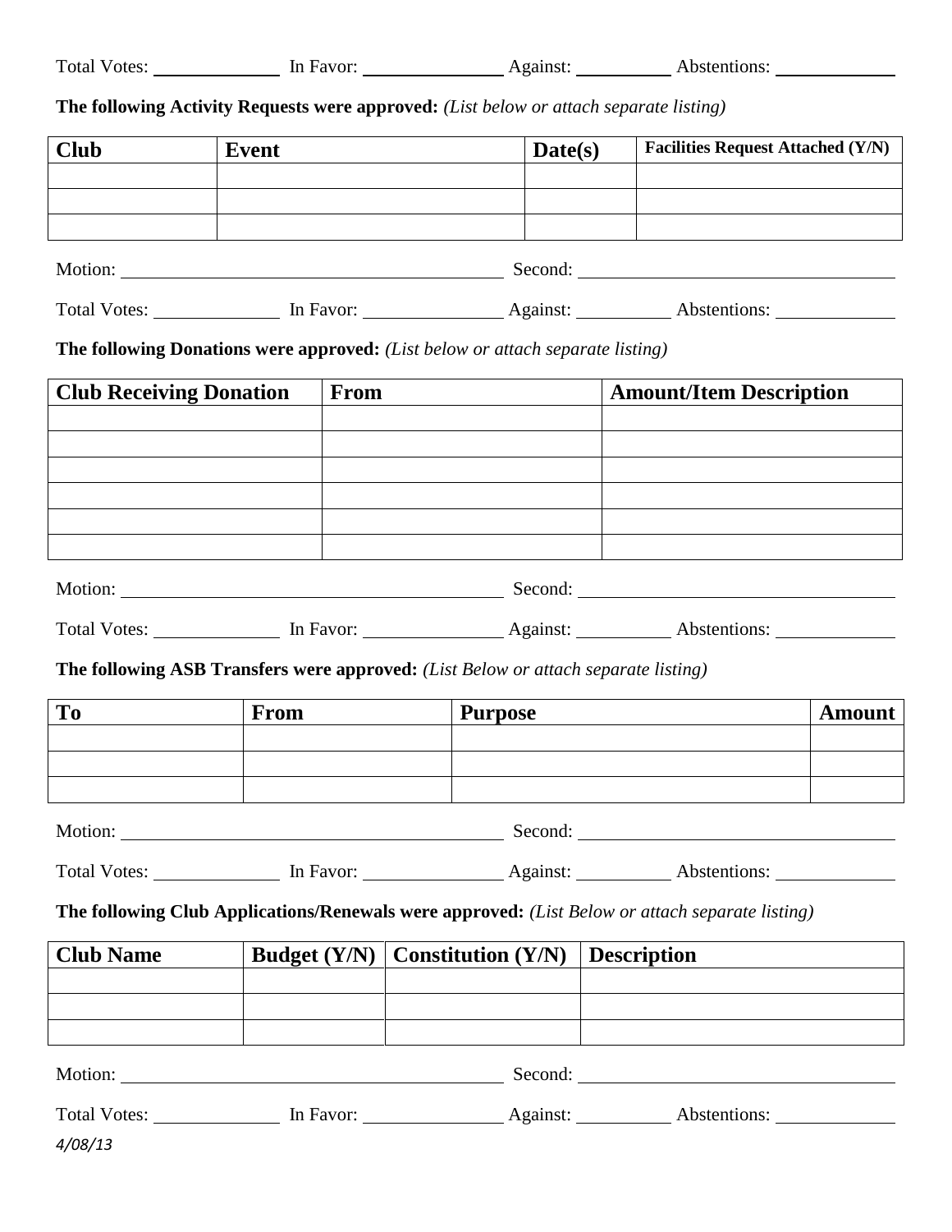Total Votes: ____________ In Favor: ______________ Against: __________ Abstentions: ____________

**The following Activity Requests were approved:** *(List below or attach separate listing)*

| Club | Event | Date(s) | Facilities Request Attached (Y/N) |
|---|---|---|---|
| | | | |
| | | | |
| | | | |

Motion: ______________________________________ Second: ________________________________

Total Votes: ____________ In Favor: ______________ Against: __________ Abstentions: ____________

**The following Donations were approved:** *(List below or attach separate listing)*

| Club Receiving Donation | From | Amount/Item Description |
|---|---|---|
| | | |
| | | |
| | | |
| | | |
| | | |
| | | |

Motion: ______________________________________ Second: ________________________________

Total Votes: ____________ In Favor: ______________ Against: __________ Abstentions: ____________

**The following ASB Transfers were approved:** *(List Below or attach separate listing)*

| To | From | Purpose | Amount |
|---|---|---|---|
| | | | |
| | | | |
| | | | |

Motion: ______________________________________ Second: ________________________________

Total Votes: ____________ In Favor: ______________ Against: __________ Abstentions: ____________

**The following Club Applications/Renewals were approved:** *(List Below or attach separate listing)*

| Club Name | Budget (Y/N) | Constitution (Y/N) | Description |
|---|---|---|---|
| | | | |
| | | | |
| | | | |

Motion: ______________________________________ Second: ________________________________

Total Votes: ____________ In Favor: ______________ Against: __________ Abstentions: ____________

*4/08/13*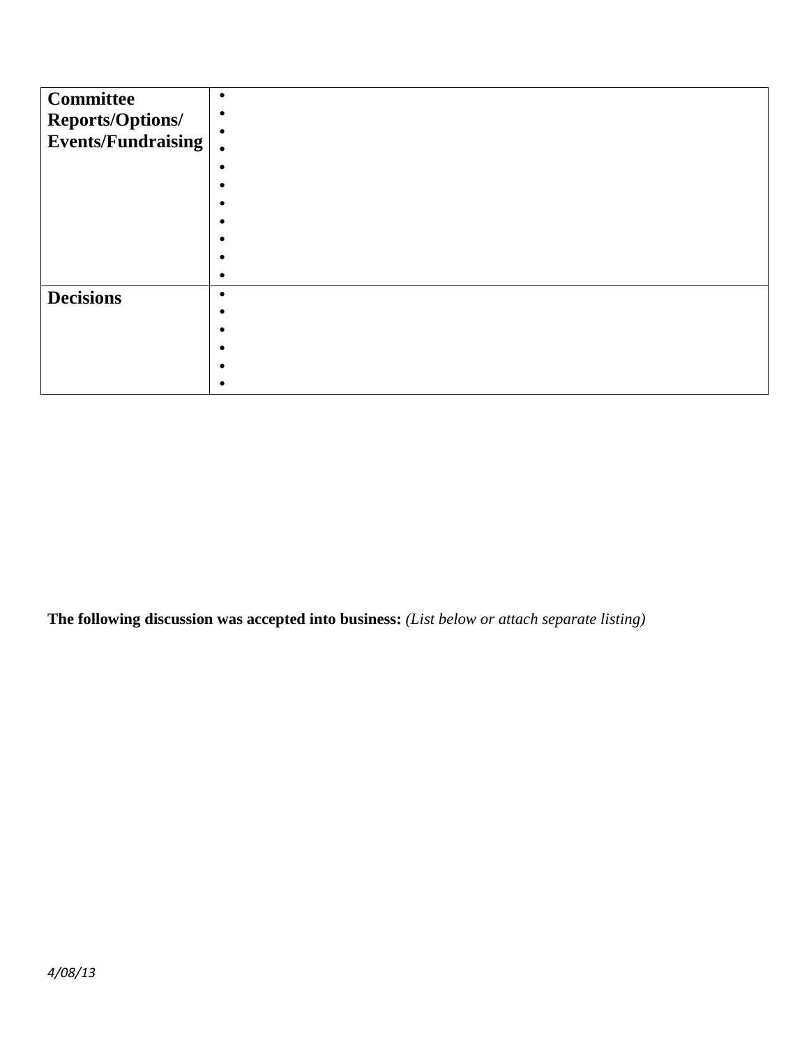| | |
|---|---|
| **Committee Reports/Options/ Events/Fundraising** | • <br> • <br> • <br> • <br> • <br> • <br> • <br> • <br> • <br> • <br> • |
| **Decisions** | • <br> • <br> • <br> • <br> • <br> • |

**The following discussion was accepted into business:** *(List below or attach separate listing)*

*4/08/13*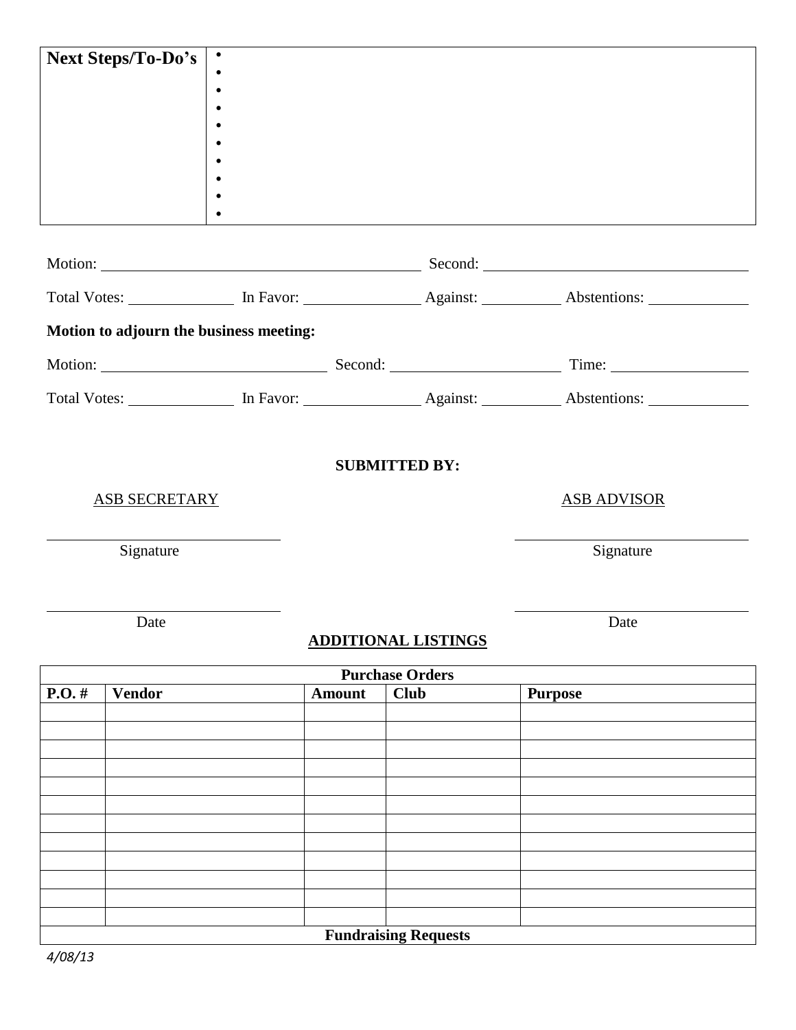| Next Steps/To-Do's | • <br> • <br> • <br> • <br> • <br> • <br> • <br> • <br> • <br> • |
|---|---|

Motion: ______________________________ Second: ______________________________

Total Votes: __________ In Favor: __________ Against: __________ Abstentions: __________

**Motion to adjourn the business meeting:**

Motion: ____________________ Second: ____________________ Time: ______________

Total Votes: __________ In Favor: __________ Against: __________ Abstentions: __________

**SUBMITTED BY:**

ASB SECRETARY

______________________________
Signature

______________________________
Date

ASB ADVISOR

______________________________
Signature

______________________________
Date

## ADDITIONAL LISTINGS

| Purchase Orders | | | | |
|---|---|---|---|---|
| **P.O. #** | **Vendor** | **Amount** | **Club** | **Purpose** |
| | | | | |
| | | | | |
| | | | | |
| | | | | |
| | | | | |
| | | | | |
| | | | | |
| | | | | |
| | | | | |
| | | | | |
| | | | | |
| | | | | |
| **Fundraising Requests** | | | | |

*4/08/13*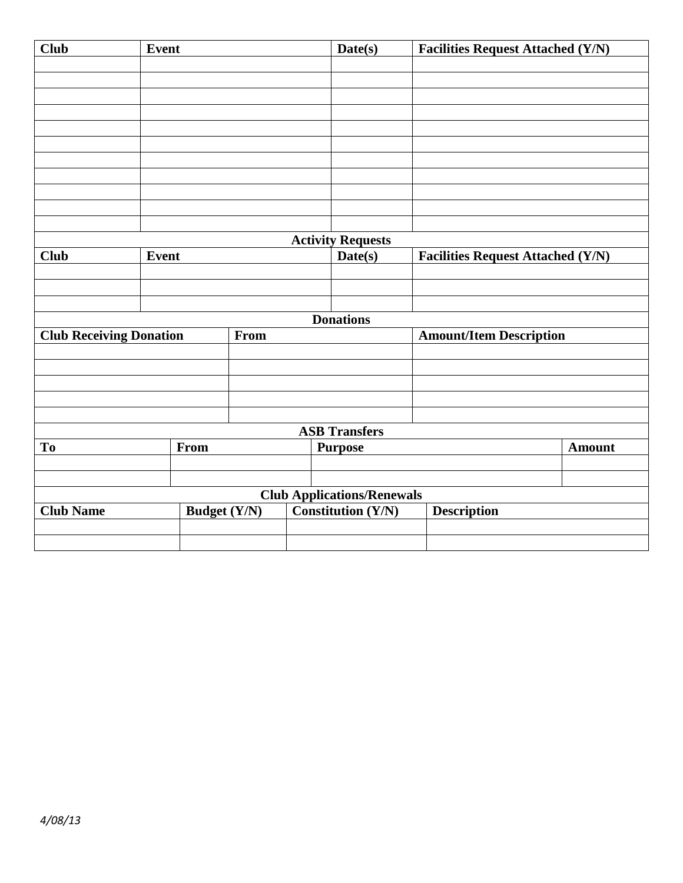| Club | Event | Date(s) | Facilities Request Attached (Y/N) |
|---|---|---|---|
| | | | |
| | | | |
| | | | |
| | | | |
| | | | |
| | | | |
| | | | |
| | | | |
| | | | |
| | | | |
| | | | |

**Activity Requests**

| Club | Event | Date(s) | Facilities Request Attached (Y/N) |
|---|---|---|---|
| | | | |
| | | | |
| | | | |

**Donations**

| Club Receiving Donation | From | Amount/Item Description |
|---|---|---|
| | | |
| | | |
| | | |
| | | |
| | | |

**ASB Transfers**

| To | From | Purpose | Amount |
|---|---|---|---|
| | | | |
| | | | |

**Club Applications/Renewals**

| Club Name | Budget (Y/N) | Constitution (Y/N) | Description |
|---|---|---|---|
| | | | |
| | | | |

*4/08/13*